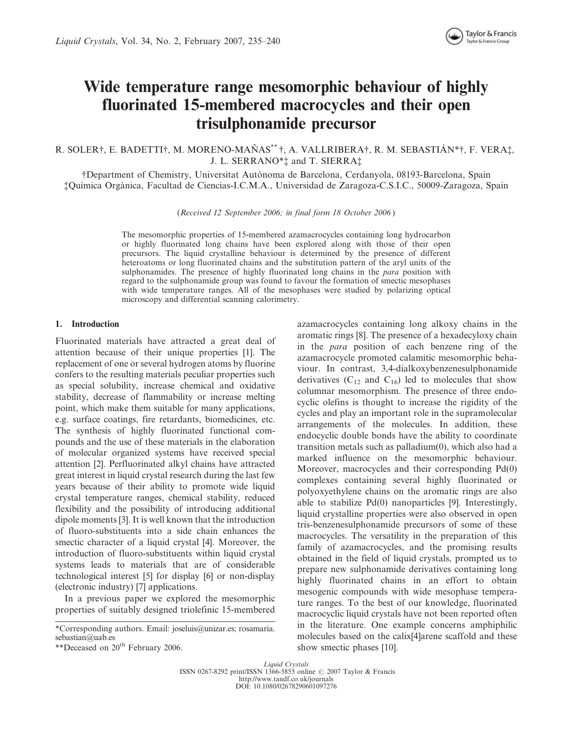# Wide temperature range mesomorphic behaviour of highly fluorinated 15-membered macrocycles and their open trisulphonamide precursor

R. SOLER†, E. BADETTI†, M. MORENO-MAÑAS** †, A. VALLRIBERA†, R. M. SEBASTIÁN*†, F. VERA‡, J. L. SERRANO*‡ and T. SIERRA‡

†Department of Chemistry, Universitat Autònoma de Barcelona, Cerdanyola, 08193-Barcelona, Spain
‡Química Orgánica, Facultad de Ciencias-I.C.M.A., Universidad de Zaragoza-C.S.I.C., 50009-Zaragoza, Spain

(*Received 12 September 2006; in final form 18 October 2006*)

The mesomorphic properties of 15-membered azamacrocycles containing long hydrocarbon or highly fluorinated long chains have been explored along with those of their open precursors. The liquid crystalline behaviour is determined by the presence of different heteroatoms or long fluorinated chains and the substitution pattern of the aryl units of the sulphonamides. The presence of highly fluorinated long chains in the *para* position with regard to the sulphonamide group was found to favour the formation of smectic mesophases with wide temperature ranges. All of the mesophases were studied by polarizing optical microscopy and differential scanning calorimetry.

## 1. Introduction

Fluorinated materials have attracted a great deal of attention because of their unique properties [1]. The replacement of one or several hydrogen atoms by fluorine confers to the resulting materials peculiar properties such as special solubility, increase chemical and oxidative stability, decrease of flammability or increase melting point, which make them suitable for many applications, e.g. surface coatings, fire retardants, biomedicines, etc. The synthesis of highly fluorinated functional compounds and the use of these materials in the elaboration of molecular organized systems have received special attention [2]. Perfluorinated alkyl chains have attracted great interest in liquid crystal research during the last few years because of their ability to promote wide liquid crystal temperature ranges, chemical stability, reduced flexibility and the possibility of introducing additional dipole moments [3]. It is well known that the introduction of fluoro-substituents into a side chain enhances the smectic character of a liquid crystal [4]. Moreover, the introduction of fluoro-substituents within liquid crystal systems leads to materials that are of considerable technological interest [5] for display [6] or non-display (electronic industry) [7] applications.

In a previous paper we explored the mesomorphic properties of suitably designed triolefinic 15-membered azamacrocycles containing long alkoxy chains in the aromatic rings [8]. The presence of a hexadecyloxy chain in the *para* position of each benzene ring of the azamacrocycle promoted calamitic mesomorphic behaviour. In contrast, 3,4-dialkoxybenzenesulphonamide derivatives ($C_{12}$ and $C_{16}$) led to molecules that show columnar mesomorphism. The presence of three endocyclic olefins is thought to increase the rigidity of the cycles and play an important role in the supramolecular arrangements of the molecules. In addition, these endocyclic double bonds have the ability to coordinate transition metals such as palladium(0), which also had a marked influence on the mesomorphic behaviour. Moreover, macrocycles and their corresponding Pd(0) complexes containing several highly fluorinated or polyoxyethylene chains on the aromatic rings are also able to stabilize Pd(0) nanoparticles [9]. Interestingly, liquid crystalline properties were also observed in open tris-benzenesulphonamide precursors of some of these macrocycles. The versatility in the preparation of this family of azamacrocycles, and the promising results obtained in the field of liquid crystals, prompted us to prepare new sulphonamide derivatives containing long highly fluorinated chains in an effort to obtain mesogenic compounds with wide mesophase temperature ranges. To the best of our knowledge, fluorinated macrocyclic liquid crystals have not been reported often in the literature. One example concerns amphiphilic molecules based on the calix[4]arene scaffold and these show smectic phases [10].

*Corresponding authors. Email: joseluis@unizar.es; rosamaria.sebastian@uab.es
**Deceased on 20th February 2006.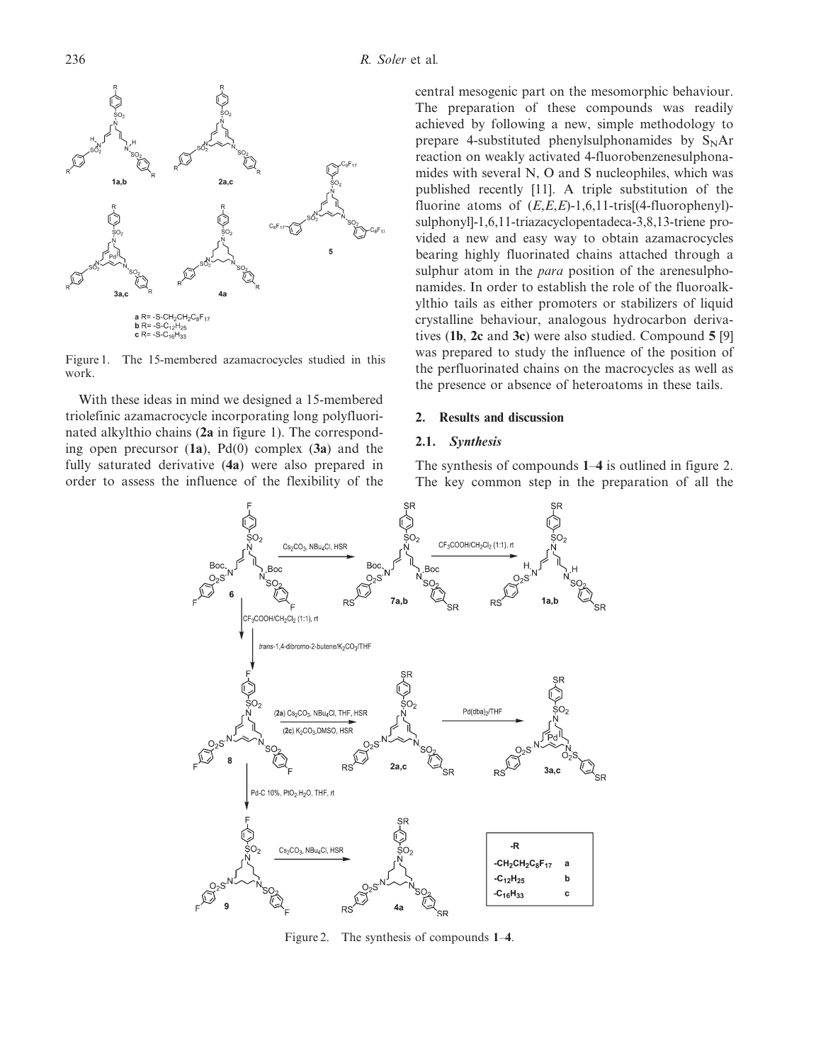Figure 1. The 15-membered azamacrocycles studied in this work.

With these ideas in mind we designed a 15-membered triolefinic azamacrocycle incorporating long polyfluorinated alkylthio chains (**2a** in figure 1). The corresponding open precursor (**1a**), Pd(0) complex (**3a**) and the fully saturated derivative (**4a**) were also prepared in order to assess the influence of the flexibility of the central mesogenic part on the mesomorphic behaviour. The preparation of these compounds was readily achieved by following a new, simple methodology to prepare 4-substituted phenylsulphonamides by $S_NAr$ reaction on weakly activated 4-fluorobenzenesulphonamides with several N, O and S nucleophiles, which was published recently [11]. A triple substitution of the fluorine atoms of (*E*,*E*,*E*)-1,6,11-tris[(4-fluorophenyl)-sulphonyl]-1,6,11-triazacyclopentadeca-3,8,13-triene provided a new and easy way to obtain azamacrocycles bearing highly fluorinated chains attached through a sulphur atom in the *para* position of the arenesulphonamides. In order to establish the role of the fluoroalkylthio tails as either promoters or stabilizers of liquid crystalline behaviour, analogous hydrocarbon derivatives (**1b**, **2c** and **3c**) were also studied. Compound **5** [9] was prepared to study the influence of the position of the perfluorinated chains on the macrocycles as well as the presence or absence of heteroatoms in these tails.

## 2. Results and discussion

### 2.1. *Synthesis*

The synthesis of compounds **1**–**4** is outlined in figure 2. The key common step in the preparation of all the

Figure 2. The synthesis of compounds **1**–**4**.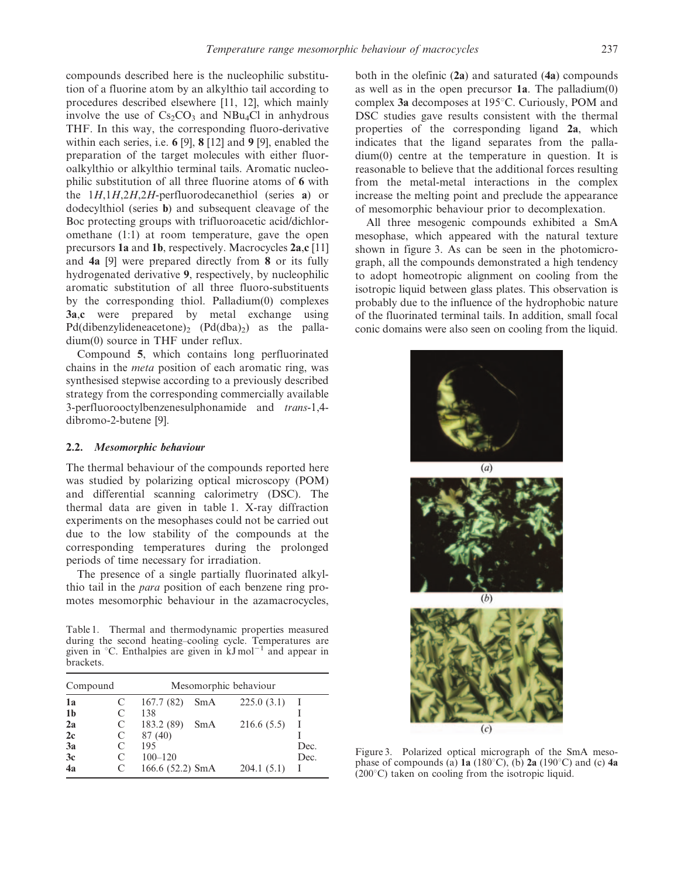compounds described here is the nucleophilic substitution of a fluorine atom by an alkylthio tail according to procedures described elsewhere [11, 12], which mainly involve the use of $Cs_2CO_3$ and $NBu_4Cl$ in anhydrous THF. In this way, the corresponding fluoro-derivative within each series, i.e. **6** [9], **8** [12] and **9** [9], enabled the preparation of the target molecules with either fluoroalkylthio or alkylthio terminal tails. Aromatic nucleophilic substitution of all three fluorine atoms of **6** with the 1*H*,1*H*,2*H*,2*H*-perfluorodecanethiol (series **a**) or dodecylthiol (series **b**) and subsequent cleavage of the Boc protecting groups with trifluoroacetic acid/dichloromethane (1:1) at room temperature, gave the open precursors **1a** and **1b**, respectively. Macrocycles **2a**,**c** [11] and **4a** [9] were prepared directly from **8** or its fully hydrogenated derivative **9**, respectively, by nucleophilic aromatic substitution of all three fluoro-substituents by the corresponding thiol. Palladium(0) complexes **3a**,**c** were prepared by metal exchange using Pd(dibenzylideneacetone)$_2$ (Pd(dba)$_2$) as the palladium(0) source in THF under reflux.

Compound **5**, which contains long perfluorinated chains in the *meta* position of each aromatic ring, was synthesised stepwise according to a previously described strategy from the corresponding commercially available 3-perfluorooctylbenzenesulphonamide and *trans*-1,4-dibromo-2-butene [9].

### 2.2. *Mesomorphic behaviour*

The thermal behaviour of the compounds reported here was studied by polarizing optical microscopy (POM) and differential scanning calorimetry (DSC). The thermal data are given in table 1. X-ray diffraction experiments on the mesophases could not be carried out due to the low stability of the compounds at the corresponding temperatures during the prolonged periods of time necessary for irradiation.

The presence of a single partially fluorinated alkylthio tail in the *para* position of each benzene ring promotes mesomorphic behaviour in the azamacrocycles, both in the olefinic (**2a**) and saturated (**4a**) compounds as well as in the open precursor **1a**. The palladium(0) complex **3a** decomposes at 195°C. Curiously, POM and DSC studies gave results consistent with the thermal properties of the corresponding ligand **2a**, which indicates that the ligand separates from the palladium(0) centre at the temperature in question. It is reasonable to believe that the additional forces resulting from the metal-metal interactions in the complex increase the melting point and preclude the appearance of mesomorphic behaviour prior to decomplexation.

All three mesogenic compounds exhibited a SmA mesophase, which appeared with the natural texture shown in figure 3. As can be seen in the photomicrograph, all the compounds demonstrated a high tendency to adopt homeotropic alignment on cooling from the isotropic liquid between glass plates. This observation is probably due to the influence of the hydrophobic nature of the fluorinated terminal tails. In addition, small focal conic domains were also seen on cooling from the liquid.

Table 1. Thermal and thermodynamic properties measured during the second heating–cooling cycle. Temperatures are given in °C. Enthalpies are given in kJ mol$^{-1}$ and appear in brackets.

| Compound | Mesomorphic behaviour | | | | |
|---|---|---|---|---|---|
| **1a** | C | 167.7 (82) | SmA | 225.0 (3.1) | I |
| **1b** | C | 138 | | | I |
| **2a** | C | 183.2 (89) | SmA | 216.6 (5.5) | I |
| **2c** | C | 87 (40) | | | I |
| **3a** | C | 195 | | | Dec. |
| **3c** | C | 100–120 | | | Dec. |
| **4a** | C | 166.6 (52.2) | SmA | 204.1 (5.1) | I |

Figure 3. Polarized optical micrograph of the SmA mesophase of compounds (a) **1a** (180°C), (b) **2a** (190°C) and (c) **4a** (200°C) taken on cooling from the isotropic liquid.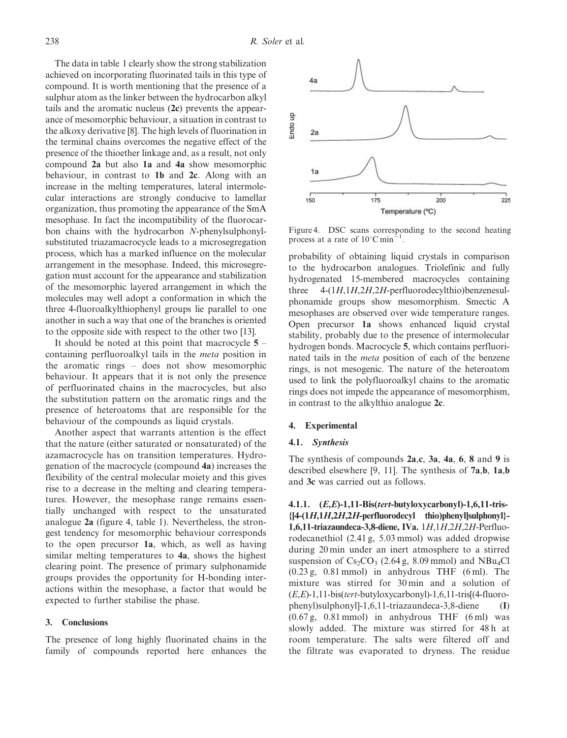The data in table 1 clearly show the strong stabilization achieved on incorporating fluorinated tails in this type of compound. It is worth mentioning that the presence of a sulphur atom as the linker between the hydrocarbon alkyl tails and the aromatic nucleus (**2c**) prevents the appearance of mesomorphic behaviour, a situation in contrast to the alkoxy derivative [8]. The high levels of fluorination in the terminal chains overcomes the negative effect of the presence of the thioether linkage and, as a result, not only compound **2a** but also **1a** and **4a** show mesomorphic behaviour, in contrast to **1b** and **2c**. Along with an increase in the melting temperatures, lateral intermolecular interactions are strongly conducive to lamellar organization, thus promoting the appearance of the SmA mesophase. In fact the incompatibility of the fluorocarbon chains with the hydrocarbon *N*-phenylsulphonyl-substituted triazamacrocycle leads to a microsegregation process, which has a marked influence on the molecular arrangement in the mesophase. Indeed, this microsegregation must account for the appearance and stabilization of the mesomorphic layered arrangement in which the molecules may well adopt a conformation in which the three 4-fluoroalkylthiophenyl groups lie parallel to one another in such a way that one of the branches is oriented to the opposite side with respect to the other two [13].

It should be noted at this point that macrocycle **5** – containing perfluoroalkyl tails in the *meta* position in the aromatic rings – does not show mesomorphic behaviour. It appears that it is not only the presence of perfluorinated chains in the macrocycles, but also the substitution pattern on the aromatic rings and the presence of heteroatoms that are responsible for the behaviour of the compounds as liquid crystals.

Another aspect that warrants attention is the effect that the nature (either saturated or nonsaturated) of the azamacrocycle has on transition temperatures. Hydrogenation of the macrocycle (compound **4a**) increases the flexibility of the central molecular moiety and this gives rise to a decrease in the melting and clearing temperatures. However, the mesophase range remains essentially unchanged with respect to the unsaturated analogue **2a** (figure 4, table 1). Nevertheless, the strongest tendency for mesomorphic behaviour corresponds to the open precursor **1a**, which, as well as having similar melting temperatures to **4a**, shows the highest clearing point. The presence of primary sulphonamide groups provides the opportunity for H-bonding interactions within the mesophase, a factor that would be expected to further stabilise the phase.

## 3. Conclusions

The presence of long highly fluorinated chains in the family of compounds reported here enhances the probability of obtaining liquid crystals in comparison to the hydrocarbon analogues. Triolefinic and fully hydrogenated 15-membered macrocycles containing three 4-(1*H*,1*H*,2*H*,2*H*-perfluorodecylthio)benzenesulphonamide groups show mesomorphism. Smectic A mesophases are observed over wide temperature ranges. Open precursor **1a** shows enhanced liquid crystal stability, probably due to the presence of intermolecular hydrogen bonds. Macrocycle **5**, which contains perfluorinated tails in the *meta* position of each of the benzene rings, is not mesogenic. The nature of the heteroatom used to link the polyfluoroalkyl chains to the aromatic rings does not impede the appearance of mesomorphism, in contrast to the alkylthio analogue **2c**.

Figure 4. DSC scans corresponding to the second heating process at a rate of $10^{\circ}C\,min^{-1}$.

## 4. Experimental

### 4.1. *Synthesis*

The synthesis of compounds **2a**,**c**, **3a**, **4a**, **6**, **8** and **9** is described elsewhere [9, 11]. The synthesis of **7a**,**b**, **1a**,**b** and **3c** was carried out as follows.

**4.1.1. (*E*,*E*)-1,11-Bis(*tert*-butyloxycarbonyl)-1,6,11-tris-{[4-(1*H*,1*H*,2*H*,2*H*-perfluorodecyl thio)phenyl]sulphonyl}-1,6,11-triazaundeca-3,8-diene, IVa.** 1*H*,1*H*,2*H*,2*H*-Perfluorodecanethiol (2.41 g, 5.03 mmol) was added dropwise during 20 min under an inert atmosphere to a stirred suspension of $Cs_2CO_3$ (2.64 g, 8.09 mmol) and $NBu_4Cl$ (0.23 g, 0.81 mmol) in anhydrous THF (6 ml). The mixture was stirred for 30 min and a solution of (*E*,*E*)-1,11-bis(*tert*-butyloxycarbonyl)-1,6,11-tris[(4-fluorophenyl)sulphonyl]-1,6,11-triazaundeca-3,8-diene (**I**) (0.67 g, 0.81 mmol) in anhydrous THF (6 ml) was slowly added. The mixture was stirred for 48 h at room temperature. The salts were filtered off and the filtrate was evaporated to dryness. The residue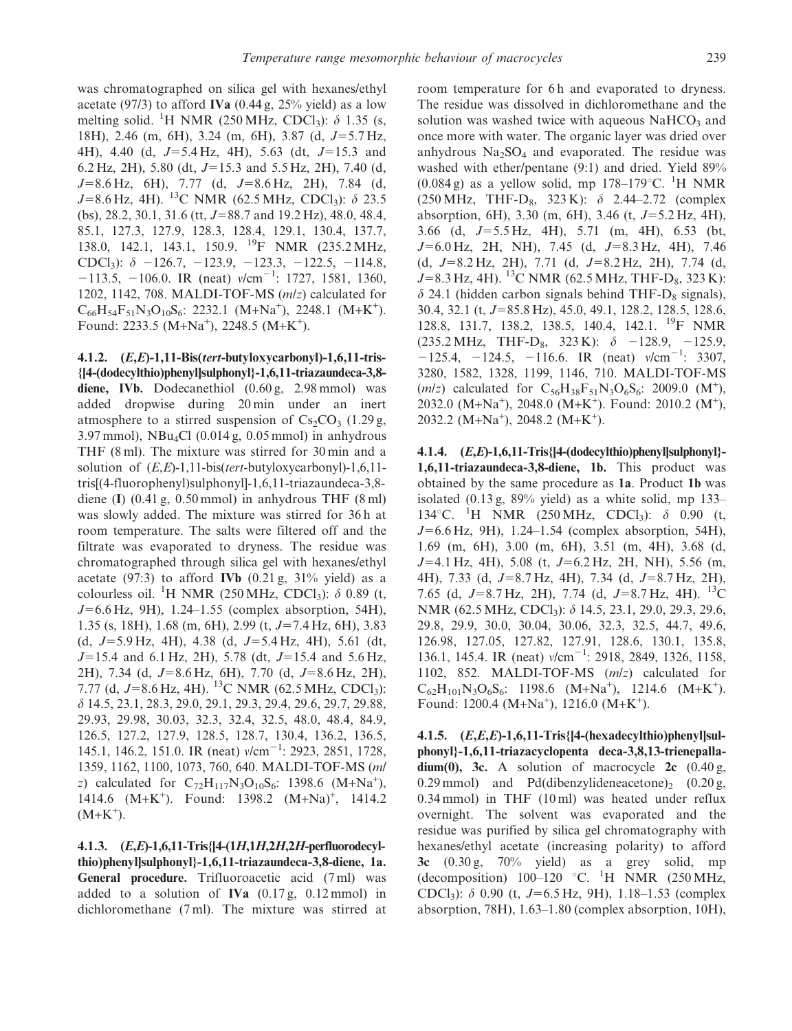was chromatographed on silica gel with hexanes/ethyl acetate (97/3) to afford **IVa** (0.44 g, 25% yield) as a low melting solid. $^1$H NMR (250 MHz, $CDCl_3$): δ 1.35 (s, 18H), 2.46 (m, 6H), 3.24 (m, 6H), 3.87 (d, $J$=5.7 Hz, 4H), 4.40 (d, $J$=5.4 Hz, 4H), 5.63 (dt, $J$=15.3 and 6.2 Hz, 2H), 5.80 (dt, $J$=15.3 and 5.5 Hz, 2H), 7.40 (d, $J$=8.6 Hz, 6H), 7.77 (d, $J$=8.6 Hz, 2H), 7.84 (d, $J$=8.6 Hz, 4H). $^{13}$C NMR (62.5 MHz, $CDCl_3$): δ 23.5 (bs), 28.2, 30.1, 31.6 (tt, $J$=88.7 and 19.2 Hz), 48.0, 48.4, 85.1, 127.3, 127.9, 128.3, 128.4, 129.1, 130.4, 137.7, 138.0, 142.1, 143.1, 150.9. $^{19}$F NMR (235.2 MHz, $CDCl_3$): δ −126.7, −123.9, −123.3, −122.5, −114.8, −113.5, −106.0. IR (neat) ν/cm$^{-1}$: 1727, 1581, 1360, 1202, 1142, 708. MALDI-TOF-MS (*m*/*z*) calculated for $C_{66}H_{54}F_{51}N_3O_{10}S_6$: 2232.1 (M+Na$^+$), 2248.1 (M+K$^+$). Found: 2233.5 (M+Na$^+$), 2248.5 (M+K$^+$).

**4.1.2. (*E*,*E*)-1,11-Bis(*tert*-butyloxycarbonyl)-1,6,11-tris-{[4-(dodecylthio)phenyl]sulphonyl}-1,6,11-triazaundeca-3,8-diene, IVb.** Dodecanethiol (0.60 g, 2.98 mmol) was added dropwise during 20 min under an inert atmosphere to a stirred suspension of $Cs_2CO_3$ (1.29 g, 3.97 mmol), $NBu_4Cl$ (0.014 g, 0.05 mmol) in anhydrous THF (8 ml). The mixture was stirred for 30 min and a solution of (*E*,*E*)-1,11-bis(*tert*-butyloxycarbonyl)-1,6,11-tris[(4-fluorophenyl)sulphonyl]-1,6,11-triazaundeca-3,8-diene (**I**) (0.41 g, 0.50 mmol) in anhydrous THF (8 ml) was slowly added. The mixture was stirred for 36 h at room temperature. The salts were filtered off and the filtrate was evaporated to dryness. The residue was chromatographed through silica gel with hexanes/ethyl acetate (97:3) to afford **IVb** (0.21 g, 31% yield) as a colourless oil. $^1$H NMR (250 MHz, $CDCl_3$): δ 0.89 (t, $J$=6.6 Hz, 9H), 1.24–1.55 (complex absorption, 54H), 1.35 (s, 18H), 1.68 (m, 6H), 2.99 (t, $J$=7.4 Hz, 6H), 3.83 (d, $J$=5.9 Hz, 4H), 4.38 (d, $J$=5.4 Hz, 4H), 5.61 (dt, $J$=15.4 and 6.1 Hz, 2H), 5.78 (dt, $J$=15.4 and 5.6 Hz, 2H), 7.34 (d, $J$=8.6 Hz, 6H), 7.70 (d, $J$=8.6 Hz, 2H), 7.77 (d, $J$=8.6 Hz, 4H). $^{13}$C NMR (62.5 MHz, $CDCl_3$): δ 14.5, 23.1, 28.3, 29.0, 29.1, 29.3, 29.4, 29.6, 29.7, 29.88, 29.93, 29.98, 30.03, 32.3, 32.4, 32.5, 48.0, 48.4, 84.9, 126.5, 127.2, 127.9, 128.5, 128.7, 130.4, 136.2, 136.5, 145.1, 146.2, 151.0. IR (neat) ν/cm$^{-1}$: 2923, 2851, 1728, 1359, 1162, 1100, 1073, 760, 640. MALDI-TOF-MS (*m*/*z*) calculated for $C_{72}H_{117}N_3O_{10}S_6$: 1398.6 (M+Na$^+$), 1414.6 (M+K$^+$). Found: 1398.2 (M+Na)$^+$, 1414.2 (M+K$^+$).

**4.1.3. (*E*,*E*)-1,6,11-Tris{[4-(1*H*,1*H*,2*H*,2*H*-perfluorodecyl-thio)phenyl]sulphonyl}-1,6,11-triazaundeca-3,8-diene, 1a. General procedure.** Trifluoroacetic acid (7 ml) was added to a solution of **IVa** (0.17 g, 0.12 mmol) in dichloromethane (7 ml). The mixture was stirred at room temperature for 6 h and evaporated to dryness. The residue was dissolved in dichloromethane and the solution was washed twice with aqueous $NaHCO_3$ and once more with water. The organic layer was dried over anhydrous $Na_2SO_4$ and evaporated. The residue was washed with ether/pentane (9:1) and dried. Yield 89% (0.084 g) as a yellow solid, mp 178–179°C. $^1$H NMR (250 MHz, THF-$D_8$, 323 K): δ 2.44–2.72 (complex absorption, 6H), 3.30 (m, 6H), 3.46 (t, $J$=5.2 Hz, 4H), 3.66 (d, $J$=5.5 Hz, 4H), 5.71 (m, 4H), 6.53 (bt, $J$=6.0 Hz, 2H, NH), 7.45 (d, $J$=8.3 Hz, 4H), 7.46 (d, $J$=8.2 Hz, 2H), 7.71 (d, $J$=8.2 Hz, 2H), 7.74 (d, $J$=8.3 Hz, 4H). $^{13}$C NMR (62.5 MHz, THF-$D_8$, 323 K): δ 24.1 (hidden carbon signals behind THF-$D_8$ signals), 30.4, 32.1 (t, $J$=85.8 Hz), 45.0, 49.1, 128.2, 128.5, 128.6, 128.8, 131.7, 138.2, 138.5, 140.4, 142.1. $^{19}$F NMR (235.2 MHz, THF-$D_8$, 323 K): δ −128.9, −125.9, −125.4, −124.5, −116.6. IR (neat) ν/cm$^{-1}$: 3307, 3280, 1582, 1328, 1199, 1146, 710. MALDI-TOF-MS (*m*/*z*) calculated for $C_{56}H_{38}F_{51}N_3O_6S_6$: 2009.0 (M$^+$), 2032.0 (M+Na$^+$), 2048.0 (M+K$^+$). Found: 2010.2 (M$^+$), 2032.2 (M+Na$^+$), 2048.2 (M+K$^+$).

**4.1.4. (*E*,*E*)-1,6,11-Tris{[4-(dodecylthio)phenyl]sulphonyl}-1,6,11-triazaundeca-3,8-diene, 1b.** This product was obtained by the same procedure as **1a**. Product **1b** was isolated (0.13 g, 89% yield) as a white solid, mp 133–134°C. $^1$H NMR (250 MHz, $CDCl_3$): δ 0.90 (t, $J$=6.6 Hz, 9H), 1.24–1.54 (complex absorption, 54H), 1.69 (m, 6H), 3.00 (m, 6H), 3.51 (m, 4H), 3.68 (d, $J$=4.1 Hz, 4H), 5.08 (t, $J$=6.2 Hz, 2H, NH), 5.56 (m, 4H), 7.33 (d, $J$=8.7 Hz, 4H), 7.34 (d, $J$=8.7 Hz, 2H), 7.65 (d, $J$=8.7 Hz, 2H), 7.74 (d, $J$=8.7 Hz, 4H). $^{13}$C NMR (62.5 MHz, $CDCl_3$): δ 14.5, 23.1, 29.0, 29.3, 29.6, 29.8, 29.9, 30.0, 30.04, 30.06, 32.3, 32.5, 44.7, 49.6, 126.98, 127.05, 127.82, 127.91, 128.6, 130.1, 135.8, 136.1, 145.4. IR (neat) ν/cm$^{-1}$: 2918, 2849, 1326, 1158, 1102, 852. MALDI-TOF-MS (*m*/*z*) calculated for $C_{62}H_{101}N_3O_6S_6$: 1198.6 (M+Na$^+$), 1214.6 (M+K$^+$). Found: 1200.4 (M+Na$^+$), 1216.0 (M+K$^+$).

**4.1.5. (*E*,*E*,*E*)-1,6,11-Tris{[4-(hexadecylthio)phenyl]sulphonyl}-1,6,11-triazacyclopenta deca-3,8,13-trienepalladium(0), 3c.** A solution of macrocycle **2c** (0.40 g, 0.29 mmol) and Pd(dibenzylideneacetone)$_2$ (0.20 g, 0.34 mmol) in THF (10 ml) was heated under reflux overnight. The solvent was evaporated and the residue was purified by silica gel chromatography with hexanes/ethyl acetate (increasing polarity) to afford **3c** (0.30 g, 70% yield) as a grey solid, mp (decomposition) 100–120 °C. $^1$H NMR (250 MHz, $CDCl_3$): δ 0.90 (t, $J$=6.5 Hz, 9H), 1.18–1.53 (complex absorption, 78H), 1.63–1.80 (complex absorption, 10H),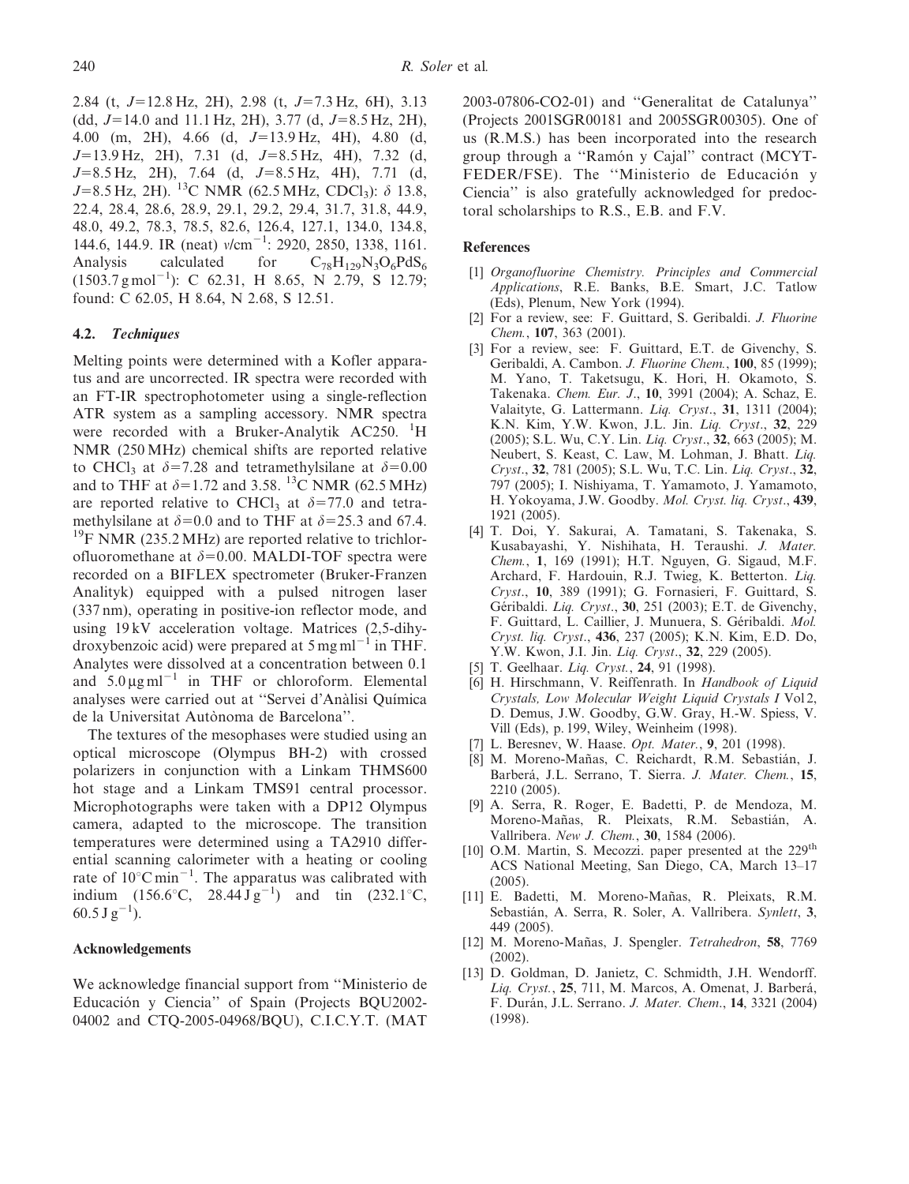2.84 (t, $J$=12.8 Hz, 2H), 2.98 (t, $J$=7.3 Hz, 6H), 3.13 (dd, $J$=14.0 and 11.1 Hz, 2H), 3.77 (d, $J$=8.5 Hz, 2H), 4.00 (m, 2H), 4.66 (d, $J$=13.9 Hz, 4H), 4.80 (d, $J$=13.9 Hz, 2H), 7.31 (d, $J$=8.5 Hz, 4H), 7.32 (d, $J$=8.5 Hz, 2H), 7.64 (d, $J$=8.5 Hz, 4H), 7.71 (d, $J$=8.5 Hz, 2H). $^{13}$C NMR (62.5 MHz, $CDCl_3$): $\delta$ 13.8, 22.4, 28.4, 28.6, 28.9, 29.1, 29.2, 29.4, 31.7, 31.8, 44.9, 48.0, 49.2, 78.3, 78.5, 82.6, 126.4, 127.1, 134.0, 134.8, 144.6, 144.9. IR (neat) $\nu$/cm$^{-1}$: 2920, 2850, 1338, 1161. Analysis calculated for $C_{78}H_{129}N_3O_6PdS_6$ (1503.7 g mol$^{-1}$): C 62.31, H 8.65, N 2.79, S 12.79; found: C 62.05, H 8.64, N 2.68, S 12.51.

### 4.2. *Techniques*

Melting points were determined with a Kofler apparatus and are uncorrected. IR spectra were recorded with an FT-IR spectrophotometer using a single-reflection ATR system as a sampling accessory. NMR spectra were recorded with a Bruker-Analytik AC250. $^{1}$H NMR (250 MHz) chemical shifts are reported relative to $CHCl_3$ at $\delta$=7.28 and tetramethylsilane at $\delta$=0.00 and to THF at $\delta$=1.72 and 3.58. $^{13}$C NMR (62.5 MHz) are reported relative to $CHCl_3$ at $\delta$=77.0 and tetramethylsilane at $\delta$=0.0 and to THF at $\delta$=25.3 and 67.4. $^{19}$F NMR (235.2 MHz) are reported relative to trichlorofluoromethane at $\delta$=0.00. MALDI-TOF spectra were recorded on a BIFLEX spectrometer (Bruker-Franzen Analityk) equipped with a pulsed nitrogen laser (337 nm), operating in positive-ion reflector mode, and using 19 kV acceleration voltage. Matrices (2,5-dihydroxybenzoic acid) were prepared at 5 mg ml$^{-1}$ in THF. Analytes were dissolved at a concentration between 0.1 and 5.0 μg ml$^{-1}$ in THF or chloroform. Elemental analyses were carried out at "Servei d'Anàlisi Química de la Universitat Autònoma de Barcelona".

The textures of the mesophases were studied using an optical microscope (Olympus BH-2) with crossed polarizers in conjunction with a Linkam THMS600 hot stage and a Linkam TMS91 central processor. Microphotographs were taken with a DP12 Olympus camera, adapted to the microscope. The transition temperatures were determined using a TA2910 differential scanning calorimeter with a heating or cooling rate of 10°C min$^{-1}$. The apparatus was calibrated with indium (156.6°C, 28.44 J g$^{-1}$) and tin (232.1°C, 60.5 J g$^{-1}$).

## Acknowledgements

We acknowledge financial support from "Ministerio de Educación y Ciencia" of Spain (Projects BQU2002-04002 and CTQ-2005-04968/BQU), C.I.C.Y.T. (MAT 2003-07806-CO2-01) and "Generalitat de Catalunya" (Projects 2001SGR00181 and 2005SGR00305). One of us (R.M.S.) has been incorporated into the research group through a "Ramón y Cajal" contract (MCYT-FEDER/FSE). The "Ministerio de Educación y Ciencia" is also gratefully acknowledged for predoctoral scholarships to R.S., E.B. and F.V.

## References

[1] *Organofluorine Chemistry. Principles and Commercial Applications*, R.E. Banks, B.E. Smart, J.C. Tatlow (Eds), Plenum, New York (1994).

[2] For a review, see: F. Guittard, S. Geribaldi. *J. Fluorine Chem.*, **107**, 363 (2001).

[3] For a review, see: F. Guittard, E.T. de Givenchy, S. Geribaldi, A. Cambon. *J. Fluorine Chem.*, **100**, 85 (1999); M. Yano, T. Taketsugu, K. Hori, H. Okamoto, S. Takenaka. *Chem. Eur. J.*, **10**, 3991 (2004); A. Schaz, E. Valaityte, G. Lattermann. *Liq. Cryst.*, **31**, 1311 (2004); K.N. Kim, Y.W. Kwon, J.L. Jin. *Liq. Cryst.*, **32**, 229 (2005); S.L. Wu, C.Y. Lin. *Liq. Cryst.*, **32**, 663 (2005); M. Neubert, S. Keast, C. Law, M. Lohman, J. Bhatt. *Liq. Cryst.*, **32**, 781 (2005); S.L. Wu, T.C. Lin. *Liq. Cryst.*, **32**, 797 (2005); I. Nishiyama, T. Yamamoto, J. Yamamoto, H. Yokoyama, J.W. Goodby. *Mol. Cryst. liq. Cryst.*, **439**, 1921 (2005).

[4] T. Doi, Y. Sakurai, A. Tamatani, S. Takenaka, S. Kusabayashi, Y. Nishihata, H. Teraushi. *J. Mater. Chem.*, **1**, 169 (1991); H.T. Nguyen, G. Sigaud, M.F. Archard, F. Hardouin, R.J. Twieg, K. Betterton. *Liq. Cryst.*, **10**, 389 (1991); G. Fornasieri, F. Guittard, S. Géribaldi. *Liq. Cryst.*, **30**, 251 (2003); E.T. de Givenchy, F. Guittard, L. Caillier, J. Munuera, S. Géribaldi. *Mol. Cryst. liq. Cryst.*, **436**, 237 (2005); K.N. Kim, E.D. Do, Y.W. Kwon, J.I. Jin. *Liq. Cryst.*, **32**, 229 (2005).

[5] T. Geelhaar. *Liq. Cryst.*, **24**, 91 (1998).

[6] H. Hirschmann, V. Reiffenrath. In *Handbook of Liquid Crystals, Low Molecular Weight Liquid Crystals I* Vol 2, D. Demus, J.W. Goodby, G.W. Gray, H.-W. Spiess, V. Vill (Eds), p. 199, Wiley, Weinheim (1998).

[7] L. Beresnev, W. Haase. *Opt. Mater.*, **9**, 201 (1998).

[8] M. Moreno-Mañas, C. Reichardt, R.M. Sebastián, J. Barberá, J.L. Serrano, T. Sierra. *J. Mater. Chem.*, **15**, 2210 (2005).

[9] A. Serra, R. Roger, E. Badetti, P. de Mendoza, M. Moreno-Mañas, R. Pleixats, R.M. Sebastián, A. Vallribera. *New J. Chem.*, **30**, 1584 (2006).

[10] O.M. Martin, S. Mecozzi. paper presented at the 229$^{th}$ ACS National Meeting, San Diego, CA, March 13–17 (2005).

[11] E. Badetti, M. Moreno-Mañas, R. Pleixats, R.M. Sebastián, A. Serra, R. Soler, A. Vallribera. *Synlett*, **3**, 449 (2005).

[12] M. Moreno-Mañas, J. Spengler. *Tetrahedron*, **58**, 7769 (2002).

[13] D. Goldman, D. Janietz, C. Schmidth, J.H. Wendorff. *Liq. Cryst.*, **25**, 711, M. Marcos, A. Omenat, J. Barberá, F. Durán, J.L. Serrano. *J. Mater. Chem.*, **14**, 3321 (2004) (1998).